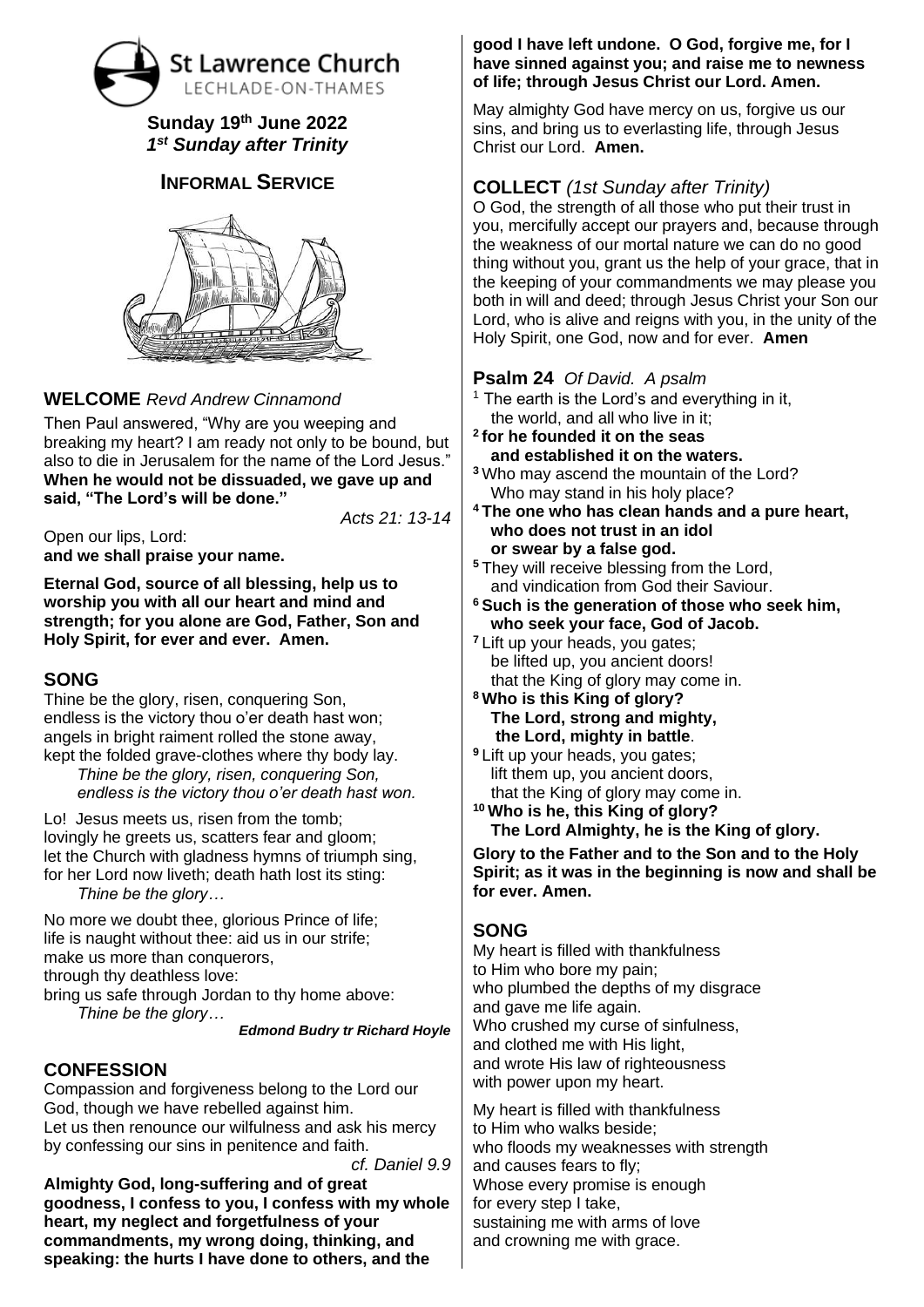St Lawrence Church
LECHLADE-ON-THAMES

**Sunday 19th June 2022**
***1st Sunday after Trinity***

## INFORMAL SERVICE

## WELCOME *Revd Andrew Cinnamond*

Then Paul answered, "Why are you weeping and breaking my heart? I am ready not only to be bound, but also to die in Jerusalem for the name of the Lord Jesus." **When he would not be dissuaded, we gave up and said, "The Lord's will be done."**

*Acts 21: 13-14*

Open our lips, Lord:
**and we shall praise your name.**

**Eternal God, source of all blessing, help us to worship you with all our heart and mind and strength; for you alone are God, Father, Son and Holy Spirit, for ever and ever. Amen.**

## SONG

Thine be the glory, risen, conquering Son,
endless is the victory thou o'er death hast won;
angels in bright raiment rolled the stone away,
kept the folded grave-clothes where thy body lay.
*Thine be the glory, risen, conquering Son,*
*endless is the victory thou o'er death hast won.*

Lo! Jesus meets us, risen from the tomb;
lovingly he greets us, scatters fear and gloom;
let the Church with gladness hymns of triumph sing,
for her Lord now liveth; death hath lost its sting:
*Thine be the glory…*

No more we doubt thee, glorious Prince of life;
life is naught without thee: aid us in our strife;
make us more than conquerors,
through thy deathless love:
bring us safe through Jordan to thy home above:
*Thine be the glory…*

***Edmond Budry tr Richard Hoyle***

## CONFESSION

Compassion and forgiveness belong to the Lord our God, though we have rebelled against him.
Let us then renounce our wilfulness and ask his mercy by confessing our sins in penitence and faith.

*cf. Daniel 9.9*

**Almighty God, long-suffering and of great goodness, I confess to you, I confess with my whole heart, my neglect and forgetfulness of your commandments, my wrong doing, thinking, and speaking: the hurts I have done to others, and the good I have left undone. O God, forgive me, for I have sinned against you; and raise me to newness of life; through Jesus Christ our Lord. Amen.**

May almighty God have mercy on us, forgive us our sins, and bring us to everlasting life, through Jesus Christ our Lord. **Amen.**

## COLLECT *(1st Sunday after Trinity)*

O God, the strength of all those who put their trust in you, mercifully accept our prayers and, because through the weakness of our mortal nature we can do no good thing without you, grant us the help of your grace, that in the keeping of your commandments we may please you both in will and deed; through Jesus Christ your Son our Lord, who is alive and reigns with you, in the unity of the Holy Spirit, one God, now and for ever. **Amen**

## Psalm 24 *Of David. A psalm*

1 The earth is the Lord's and everything in it,
the world, and all who live in it;
**2 for he founded it on the seas**
**and established it on the waters.**
3 Who may ascend the mountain of the Lord?
Who may stand in his holy place?
**4 The one who has clean hands and a pure heart,**
**who does not trust in an idol**
**or swear by a false god.**
5 They will receive blessing from the Lord,
and vindication from God their Saviour.
**6 Such is the generation of those who seek him,**
**who seek your face, God of Jacob.**
7 Lift up your heads, you gates;
be lifted up, you ancient doors!
that the King of glory may come in.
**8 Who is this King of glory?**
**The Lord, strong and mighty,**
**the Lord, mighty in battle.**
9 Lift up your heads, you gates;
lift them up, you ancient doors,
that the King of glory may come in.
**10 Who is he, this King of glory?**
**The Lord Almighty, he is the King of glory.**

**Glory to the Father and to the Son and to the Holy Spirit; as it was in the beginning is now and shall be for ever. Amen.**

## SONG

My heart is filled with thankfulness
to Him who bore my pain;
who plumbed the depths of my disgrace
and gave me life again.
Who crushed my curse of sinfulness,
and clothed me with His light,
and wrote His law of righteousness
with power upon my heart.

My heart is filled with thankfulness
to Him who walks beside;
who floods my weaknesses with strength
and causes fears to fly;
Whose every promise is enough
for every step I take,
sustaining me with arms of love
and crowning me with grace.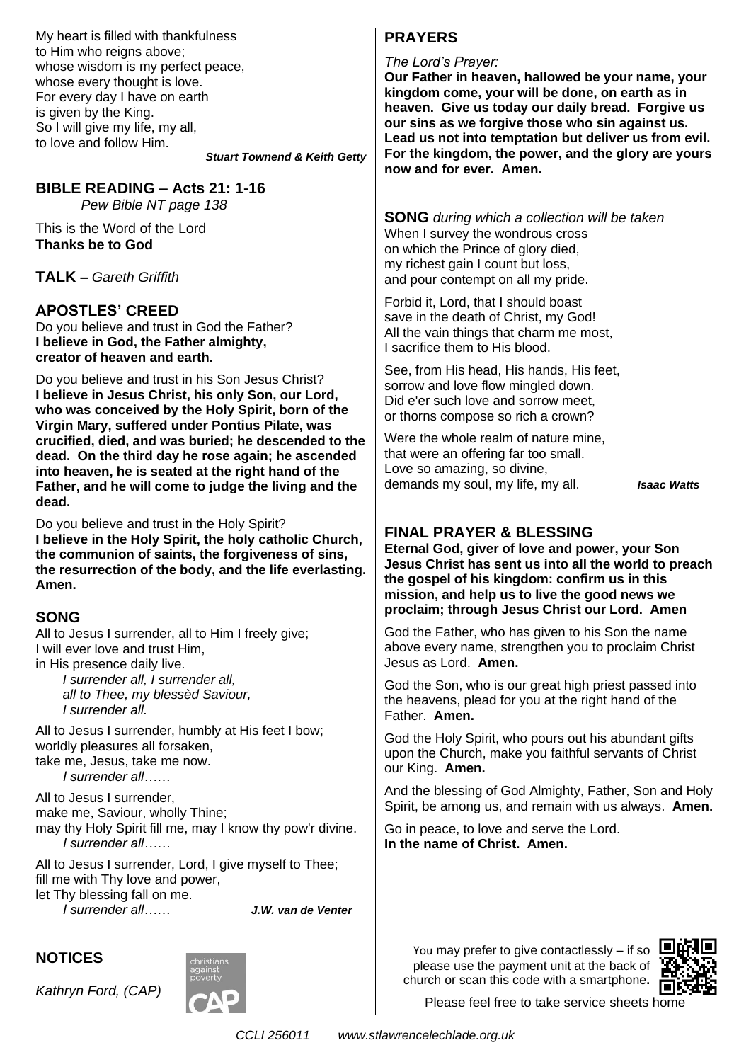My heart is filled with thankfulness
to Him who reigns above;
whose wisdom is my perfect peace,
whose every thought is love.
For every day I have on earth
is given by the King.
So I will give my life, my all,
to love and follow Him.

***Stuart Townend & Keith Getty***

## BIBLE READING – Acts 21: 1-16

*Pew Bible NT page 138*

This is the Word of the Lord
**Thanks be to God**

## TALK – *Gareth Griffith*

## APOSTLES' CREED

Do you believe and trust in God the Father?
**I believe in God, the Father almighty, creator of heaven and earth.**

Do you believe and trust in his Son Jesus Christ?
**I believe in Jesus Christ, his only Son, our Lord, who was conceived by the Holy Spirit, born of the Virgin Mary, suffered under Pontius Pilate, was crucified, died, and was buried; he descended to the dead. On the third day he rose again; he ascended into heaven, he is seated at the right hand of the Father, and he will come to judge the living and the dead.**

Do you believe and trust in the Holy Spirit?
**I believe in the Holy Spirit, the holy catholic Church, the communion of saints, the forgiveness of sins, the resurrection of the body, and the life everlasting. Amen.**

## SONG

All to Jesus I surrender, all to Him I freely give;
I will ever love and trust Him,
in His presence daily live.

*I surrender all, I surrender all,*
*all to Thee, my blessèd Saviour,*
*I surrender all.*

All to Jesus I surrender, humbly at His feet I bow;
worldly pleasures all forsaken,
take me, Jesus, take me now.

*I surrender all……*

All to Jesus I surrender,
make me, Saviour, wholly Thine;
may thy Holy Spirit fill me, may I know thy pow'r divine.

*I surrender all……*

All to Jesus I surrender, Lord, I give myself to Thee;
fill me with Thy love and power,
let Thy blessing fall on me.

*I surrender all……*

***J.W. van de Venter***

## NOTICES

*Kathryn Ford, (CAP)*

## PRAYERS

*The Lord's Prayer:*
**Our Father in heaven, hallowed be your name, your kingdom come, your will be done, on earth as in heaven. Give us today our daily bread. Forgive us our sins as we forgive those who sin against us. Lead us not into temptation but deliver us from evil. For the kingdom, the power, and the glory are yours now and for ever. Amen.**

## SONG *during which a collection will be taken*

When I survey the wondrous cross
on which the Prince of glory died,
my richest gain I count but loss,
and pour contempt on all my pride.

Forbid it, Lord, that I should boast
save in the death of Christ, my God!
All the vain things that charm me most,
I sacrifice them to His blood.

See, from His head, His hands, His feet,
sorrow and love flow mingled down.
Did e'er such love and sorrow meet,
or thorns compose so rich a crown?

Were the whole realm of nature mine,
that were an offering far too small.
Love so amazing, so divine,
demands my soul, my life, my all.

***Isaac Watts***

## FINAL PRAYER & BLESSING

**Eternal God, giver of love and power, your Son Jesus Christ has sent us into all the world to preach the gospel of his kingdom: confirm us in this mission, and help us to live the good news we proclaim; through Jesus Christ our Lord. Amen**

God the Father, who has given to his Son the name above every name, strengthen you to proclaim Christ Jesus as Lord. **Amen.**

God the Son, who is our great high priest passed into the heavens, plead for you at the right hand of the Father. **Amen.**

God the Holy Spirit, who pours out his abundant gifts upon the Church, make you faithful servants of Christ our King. **Amen.**

And the blessing of God Almighty, Father, Son and Holy Spirit, be among us, and remain with us always. **Amen.**

Go in peace, to love and serve the Lord.
**In the name of Christ. Amen.**

You may prefer to give contactlessly – if so please use the payment unit at the back of church or scan this code with a smartphone**.**

Please feel free to take service sheets home

*CCLI 256011 www.stlawrencelechlade.org.uk*